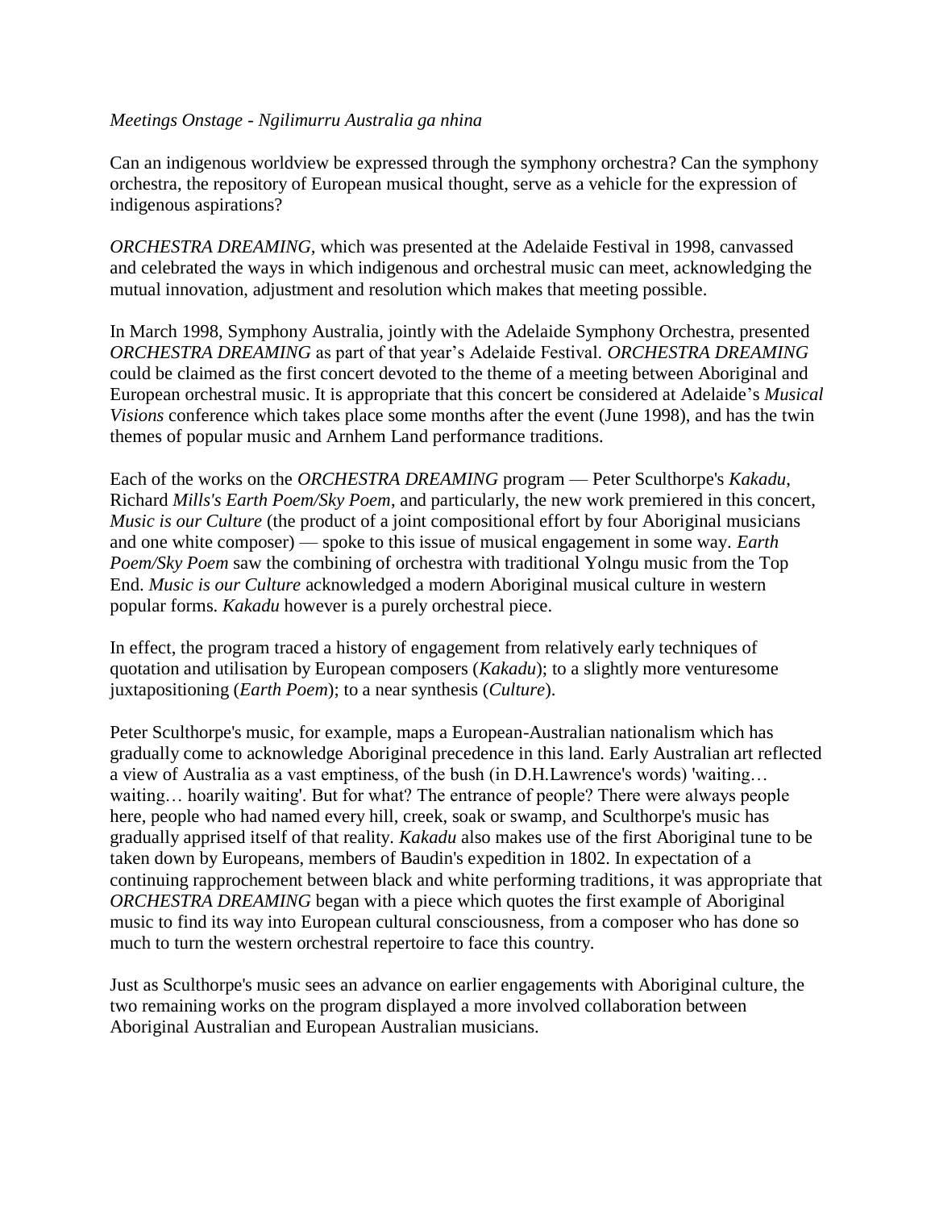*Meetings Onstage - Ngilimurru Australia ga nhina*

Can an indigenous worldview be expressed through the symphony orchestra? Can the symphony orchestra, the repository of European musical thought, serve as a vehicle for the expression of indigenous aspirations?

*ORCHESTRA DREAMING,* which was presented at the Adelaide Festival in 1998, canvassed and celebrated the ways in which indigenous and orchestral music can meet, acknowledging the mutual innovation, adjustment and resolution which makes that meeting possible.

In March 1998, Symphony Australia, jointly with the Adelaide Symphony Orchestra, presented *ORCHESTRA DREAMING* as part of that year's Adelaide Festival. *ORCHESTRA DREAMING* could be claimed as the first concert devoted to the theme of a meeting between Aboriginal and European orchestral music. It is appropriate that this concert be considered at Adelaide's *Musical Visions* conference which takes place some months after the event (June 1998), and has the twin themes of popular music and Arnhem Land performance traditions.

Each of the works on the *ORCHESTRA DREAMING* program — Peter Sculthorpe's *Kakadu*, Richard *Mills's Earth Poem/Sky Poem*, and particularly, the new work premiered in this concert, *Music is our Culture* (the product of a joint compositional effort by four Aboriginal musicians and one white composer) — spoke to this issue of musical engagement in some way. *Earth Poem/Sky Poem* saw the combining of orchestra with traditional Yolngu music from the Top End. *Music is our Culture* acknowledged a modern Aboriginal musical culture in western popular forms. *Kakadu* however is a purely orchestral piece.

In effect, the program traced a history of engagement from relatively early techniques of quotation and utilisation by European composers (*Kakadu*); to a slightly more venturesome juxtapositioning (*Earth Poem*); to a near synthesis (*Culture*).

Peter Sculthorpe's music, for example, maps a European-Australian nationalism which has gradually come to acknowledge Aboriginal precedence in this land. Early Australian art reflected a view of Australia as a vast emptiness, of the bush (in D.H.Lawrence's words) 'waiting… waiting… hoarily waiting'. But for what? The entrance of people? There were always people here, people who had named every hill, creek, soak or swamp, and Sculthorpe's music has gradually apprised itself of that reality. *Kakadu* also makes use of the first Aboriginal tune to be taken down by Europeans, members of Baudin's expedition in 1802. In expectation of a continuing rapprochement between black and white performing traditions, it was appropriate that *ORCHESTRA DREAMING* began with a piece which quotes the first example of Aboriginal music to find its way into European cultural consciousness, from a composer who has done so much to turn the western orchestral repertoire to face this country.

Just as Sculthorpe's music sees an advance on earlier engagements with Aboriginal culture, the two remaining works on the program displayed a more involved collaboration between Aboriginal Australian and European Australian musicians.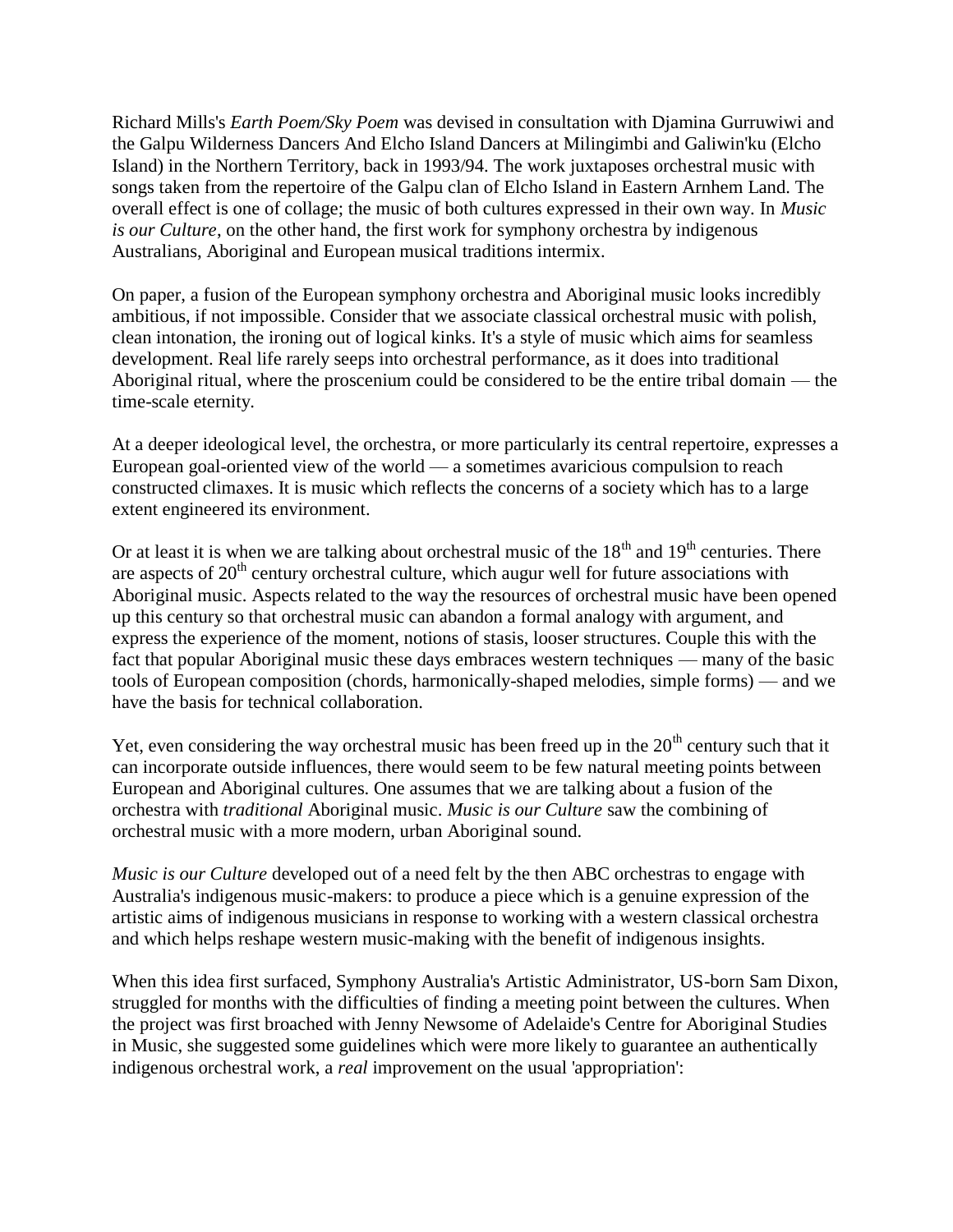Richard Mills's *Earth Poem/Sky Poem* was devised in consultation with Djamina Gurruwiwi and the Galpu Wilderness Dancers And Elcho Island Dancers at Milingimbi and Galiwin'ku (Elcho Island) in the Northern Territory, back in 1993/94. The work juxtaposes orchestral music with songs taken from the repertoire of the Galpu clan of Elcho Island in Eastern Arnhem Land. The overall effect is one of collage; the music of both cultures expressed in their own way. In *Music is our Culture*, on the other hand, the first work for symphony orchestra by indigenous Australians, Aboriginal and European musical traditions intermix.

On paper, a fusion of the European symphony orchestra and Aboriginal music looks incredibly ambitious, if not impossible. Consider that we associate classical orchestral music with polish, clean intonation, the ironing out of logical kinks. It's a style of music which aims for seamless development. Real life rarely seeps into orchestral performance, as it does into traditional Aboriginal ritual, where the proscenium could be considered to be the entire tribal domain — the time-scale eternity.

At a deeper ideological level, the orchestra, or more particularly its central repertoire, expresses a European goal-oriented view of the world — a sometimes avaricious compulsion to reach constructed climaxes. It is music which reflects the concerns of a society which has to a large extent engineered its environment.

Or at least it is when we are talking about orchestral music of the 18th and 19th centuries. There are aspects of 20th century orchestral culture, which augur well for future associations with Aboriginal music. Aspects related to the way the resources of orchestral music have been opened up this century so that orchestral music can abandon a formal analogy with argument, and express the experience of the moment, notions of stasis, looser structures. Couple this with the fact that popular Aboriginal music these days embraces western techniques — many of the basic tools of European composition (chords, harmonically-shaped melodies, simple forms) — and we have the basis for technical collaboration.

Yet, even considering the way orchestral music has been freed up in the 20th century such that it can incorporate outside influences, there would seem to be few natural meeting points between European and Aboriginal cultures. One assumes that we are talking about a fusion of the orchestra with *traditional* Aboriginal music. *Music is our Culture* saw the combining of orchestral music with a more modern, urban Aboriginal sound.

*Music is our Culture* developed out of a need felt by the then ABC orchestras to engage with Australia's indigenous music-makers: to produce a piece which is a genuine expression of the artistic aims of indigenous musicians in response to working with a western classical orchestra and which helps reshape western music-making with the benefit of indigenous insights.

When this idea first surfaced, Symphony Australia's Artistic Administrator, US-born Sam Dixon, struggled for months with the difficulties of finding a meeting point between the cultures. When the project was first broached with Jenny Newsome of Adelaide's Centre for Aboriginal Studies in Music, she suggested some guidelines which were more likely to guarantee an authentically indigenous orchestral work, a *real* improvement on the usual 'appropriation':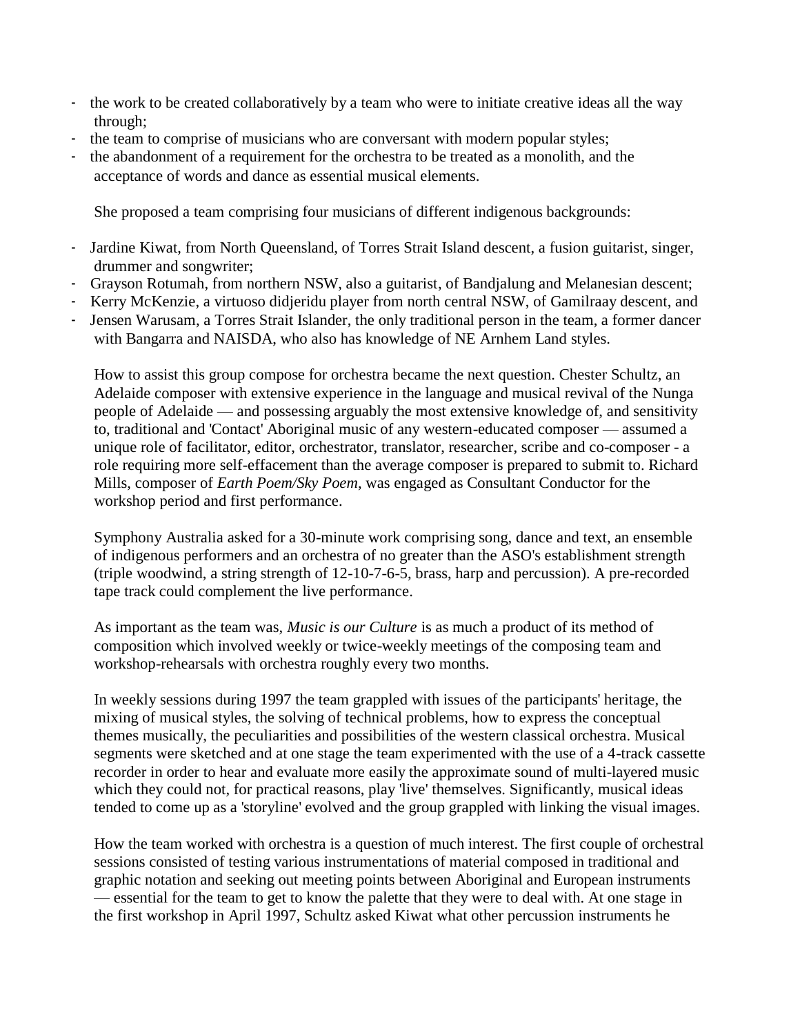- the work to be created collaboratively by a team who were to initiate creative ideas all the way through;
- the team to comprise of musicians who are conversant with modern popular styles;
- the abandonment of a requirement for the orchestra to be treated as a monolith, and the acceptance of words and dance as essential musical elements.

She proposed a team comprising four musicians of different indigenous backgrounds:

- Jardine Kiwat, from North Queensland, of Torres Strait Island descent, a fusion guitarist, singer, drummer and songwriter;
- Grayson Rotumah, from northern NSW, also a guitarist, of Bandjalung and Melanesian descent;
- Kerry McKenzie, a virtuoso didjeridu player from north central NSW, of Gamilraay descent, and
- Jensen Warusam, a Torres Strait Islander, the only traditional person in the team, a former dancer with Bangarra and NAISDA, who also has knowledge of NE Arnhem Land styles.

How to assist this group compose for orchestra became the next question. Chester Schultz, an Adelaide composer with extensive experience in the language and musical revival of the Nunga people of Adelaide — and possessing arguably the most extensive knowledge of, and sensitivity to, traditional and 'Contact' Aboriginal music of any western-educated composer — assumed a unique role of facilitator, editor, orchestrator, translator, researcher, scribe and co-composer - a role requiring more self-effacement than the average composer is prepared to submit to. Richard Mills, composer of *Earth Poem/Sky Poem*, was engaged as Consultant Conductor for the workshop period and first performance.

Symphony Australia asked for a 30-minute work comprising song, dance and text, an ensemble of indigenous performers and an orchestra of no greater than the ASO's establishment strength (triple woodwind, a string strength of 12-10-7-6-5, brass, harp and percussion). A pre-recorded tape track could complement the live performance.

As important as the team was, *Music is our Culture* is as much a product of its method of composition which involved weekly or twice-weekly meetings of the composing team and workshop-rehearsals with orchestra roughly every two months.

In weekly sessions during 1997 the team grappled with issues of the participants' heritage, the mixing of musical styles, the solving of technical problems, how to express the conceptual themes musically, the peculiarities and possibilities of the western classical orchestra. Musical segments were sketched and at one stage the team experimented with the use of a 4-track cassette recorder in order to hear and evaluate more easily the approximate sound of multi-layered music which they could not, for practical reasons, play 'live' themselves. Significantly, musical ideas tended to come up as a 'storyline' evolved and the group grappled with linking the visual images.

How the team worked with orchestra is a question of much interest. The first couple of orchestral sessions consisted of testing various instrumentations of material composed in traditional and graphic notation and seeking out meeting points between Aboriginal and European instruments — essential for the team to get to know the palette that they were to deal with. At one stage in the first workshop in April 1997, Schultz asked Kiwat what other percussion instruments he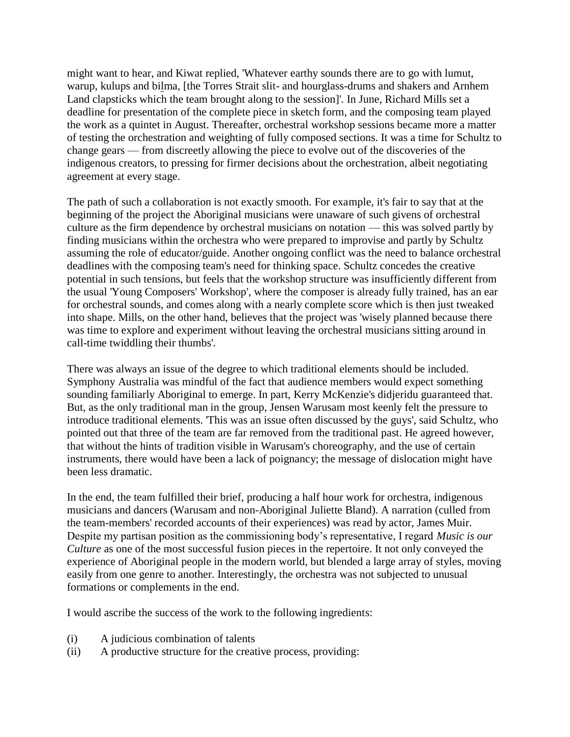might want to hear, and Kiwat replied, 'Whatever earthy sounds there are to go with lumut, warup, kulups and bil̲ma, [the Torres Strait slit- and hourglass-drums and shakers and Arnhem Land clapsticks which the team brought along to the session]'. In June, Richard Mills set a deadline for presentation of the complete piece in sketch form, and the composing team played the work as a quintet in August. Thereafter, orchestral workshop sessions became more a matter of testing the orchestration and weighting of fully composed sections. It was a time for Schultz to change gears — from discreetly allowing the piece to evolve out of the discoveries of the indigenous creators, to pressing for firmer decisions about the orchestration, albeit negotiating agreement at every stage.

The path of such a collaboration is not exactly smooth. For example, it's fair to say that at the beginning of the project the Aboriginal musicians were unaware of such givens of orchestral culture as the firm dependence by orchestral musicians on notation — this was solved partly by finding musicians within the orchestra who were prepared to improvise and partly by Schultz assuming the role of educator/guide. Another ongoing conflict was the need to balance orchestral deadlines with the composing team's need for thinking space. Schultz concedes the creative potential in such tensions, but feels that the workshop structure was insufficiently different from the usual 'Young Composers' Workshop', where the composer is already fully trained, has an ear for orchestral sounds, and comes along with a nearly complete score which is then just tweaked into shape. Mills, on the other hand, believes that the project was 'wisely planned because there was time to explore and experiment without leaving the orchestral musicians sitting around in call-time twiddling their thumbs'.

There was always an issue of the degree to which traditional elements should be included. Symphony Australia was mindful of the fact that audience members would expect something sounding familiarly Aboriginal to emerge. In part, Kerry McKenzie's didjeridu guaranteed that. But, as the only traditional man in the group, Jensen Warusam most keenly felt the pressure to introduce traditional elements. 'This was an issue often discussed by the guys', said Schultz, who pointed out that three of the team are far removed from the traditional past. He agreed however, that without the hints of tradition visible in Warusam's choreography, and the use of certain instruments, there would have been a lack of poignancy; the message of dislocation might have been less dramatic.

In the end, the team fulfilled their brief, producing a half hour work for orchestra, indigenous musicians and dancers (Warusam and non-Aboriginal Juliette Bland). A narration (culled from the team-members' recorded accounts of their experiences) was read by actor, James Muir. Despite my partisan position as the commissioning body's representative, I regard *Music is our Culture* as one of the most successful fusion pieces in the repertoire. It not only conveyed the experience of Aboriginal people in the modern world, but blended a large array of styles, moving easily from one genre to another. Interestingly, the orchestra was not subjected to unusual formations or complements in the end.

I would ascribe the success of the work to the following ingredients:

(i) A judicious combination of talents
(ii) A productive structure for the creative process, providing: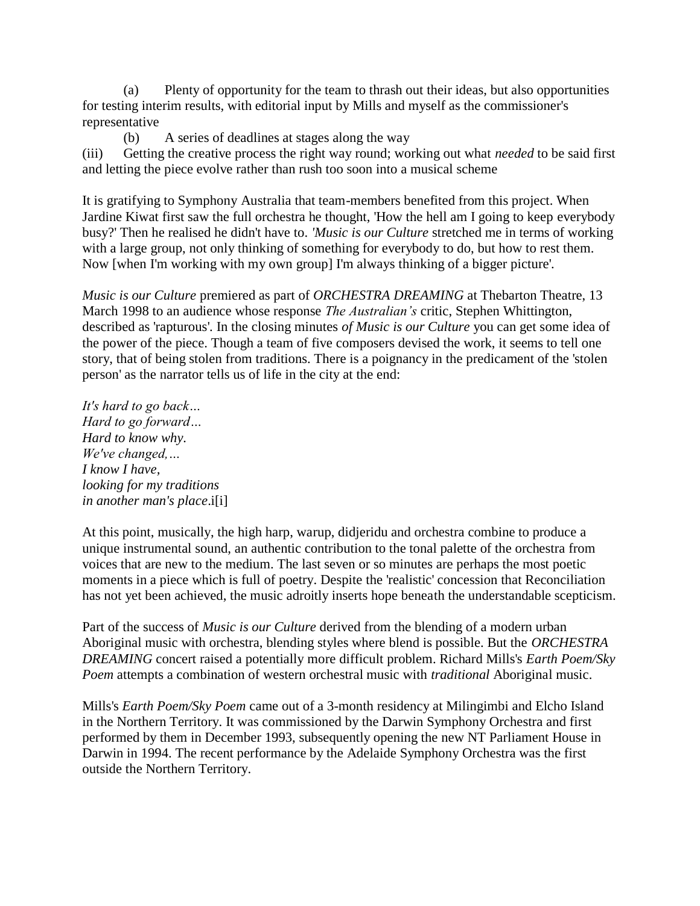(a) Plenty of opportunity for the team to thrash out their ideas, but also opportunities for testing interim results, with editorial input by Mills and myself as the commissioner's representative

(b) A series of deadlines at stages along the way

(iii) Getting the creative process the right way round; working out what *needed* to be said first and letting the piece evolve rather than rush too soon into a musical scheme

It is gratifying to Symphony Australia that team-members benefited from this project. When Jardine Kiwat first saw the full orchestra he thought, 'How the hell am I going to keep everybody busy?' Then he realised he didn't have to. '*Music is our Culture* stretched me in terms of working with a large group, not only thinking of something for everybody to do, but how to rest them. Now [when I'm working with my own group] I'm always thinking of a bigger picture'.

*Music is our Culture* premiered as part of *ORCHESTRA DREAMING* at Thebarton Theatre, 13 March 1998 to an audience whose response *The Australian's* critic, Stephen Whittington, described as 'rapturous'. In the closing minutes *of Music is our Culture* you can get some idea of the power of the piece. Though a team of five composers devised the work, it seems to tell one story, that of being stolen from traditions. There is a poignancy in the predicament of the 'stolen person' as the narrator tells us of life in the city at the end:

*It's hard to go back…*
*Hard to go forward…*
*Hard to know why.*
*We've changed,…*
*I know I have,*
*looking for my traditions*
*in another man's place*.i[i]

At this point, musically, the high harp, warup, didjeridu and orchestra combine to produce a unique instrumental sound, an authentic contribution to the tonal palette of the orchestra from voices that are new to the medium. The last seven or so minutes are perhaps the most poetic moments in a piece which is full of poetry. Despite the 'realistic' concession that Reconciliation has not yet been achieved, the music adroitly inserts hope beneath the understandable scepticism.

Part of the success of *Music is our Culture* derived from the blending of a modern urban Aboriginal music with orchestra, blending styles where blend is possible. But the *ORCHESTRA DREAMING* concert raised a potentially more difficult problem. Richard Mills's *Earth Poem/Sky Poem* attempts a combination of western orchestral music with *traditional* Aboriginal music.

Mills's *Earth Poem/Sky Poem* came out of a 3-month residency at Milingimbi and Elcho Island in the Northern Territory. It was commissioned by the Darwin Symphony Orchestra and first performed by them in December 1993, subsequently opening the new NT Parliament House in Darwin in 1994. The recent performance by the Adelaide Symphony Orchestra was the first outside the Northern Territory.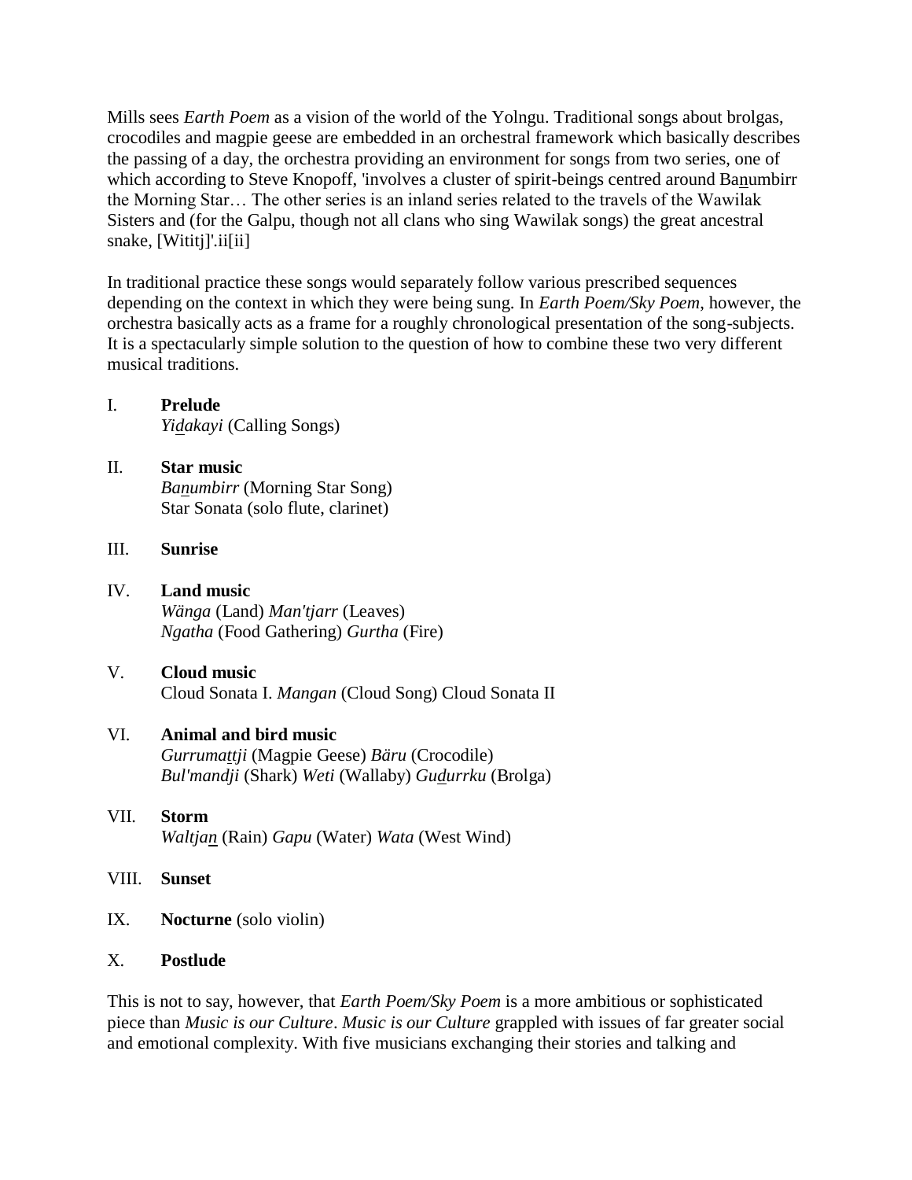Mills sees *Earth Poem* as a vision of the world of the Yolngu. Traditional songs about brolgas, crocodiles and magpie geese are embedded in an orchestral framework which basically describes the passing of a day, the orchestra providing an environment for songs from two series, one of which according to Steve Knopoff, 'involves a cluster of spirit-beings centred around Ba<u>n</u>umbirr the Morning Star… The other series is an inland series related to the travels of the Wawilak Sisters and (for the Galpu, though not all clans who sing Wawilak songs) the great ancestral snake, [Wititj]'.ii[ii]

In traditional practice these songs would separately follow various prescribed sequences depending on the context in which they were being sung. In *Earth Poem/Sky Poem*, however, the orchestra basically acts as a frame for a roughly chronological presentation of the song-subjects. It is a spectacularly simple solution to the question of how to combine these two very different musical traditions.

I. **Prelude**
*Yi<u>d</u>akayi* (Calling Songs)

II. **Star music**
*Ba<u>n</u>umbirr* (Morning Star Song)
Star Sonata (solo flute, clarinet)

III. **Sunrise**

IV. **Land music**
*Wänga* (Land) *Man'tjarr* (Leaves)
*Ngatha* (Food Gathering) *Gurtha* (Fire)

V. **Cloud music**
Cloud Sonata I. *Mangan* (Cloud Song) Cloud Sonata II

VI. **Animal and bird music**
*Gurruma<u>t</u>tji* (Magpie Geese) *Bäru* (Crocodile)
*Bul'mandji* (Shark) *Weti* (Wallaby) *Gu<u>d</u>urrku* (Brolga)

VII. **Storm**
*Waltja<u>n</u>* (Rain) *Gapu* (Water) *Wata* (West Wind)

VIII. **Sunset**

IX. **Nocturne** (solo violin)

X. **Postlude**

This is not to say, however, that *Earth Poem/Sky Poem* is a more ambitious or sophisticated piece than *Music is our Culture*. *Music is our Culture* grappled with issues of far greater social and emotional complexity. With five musicians exchanging their stories and talking and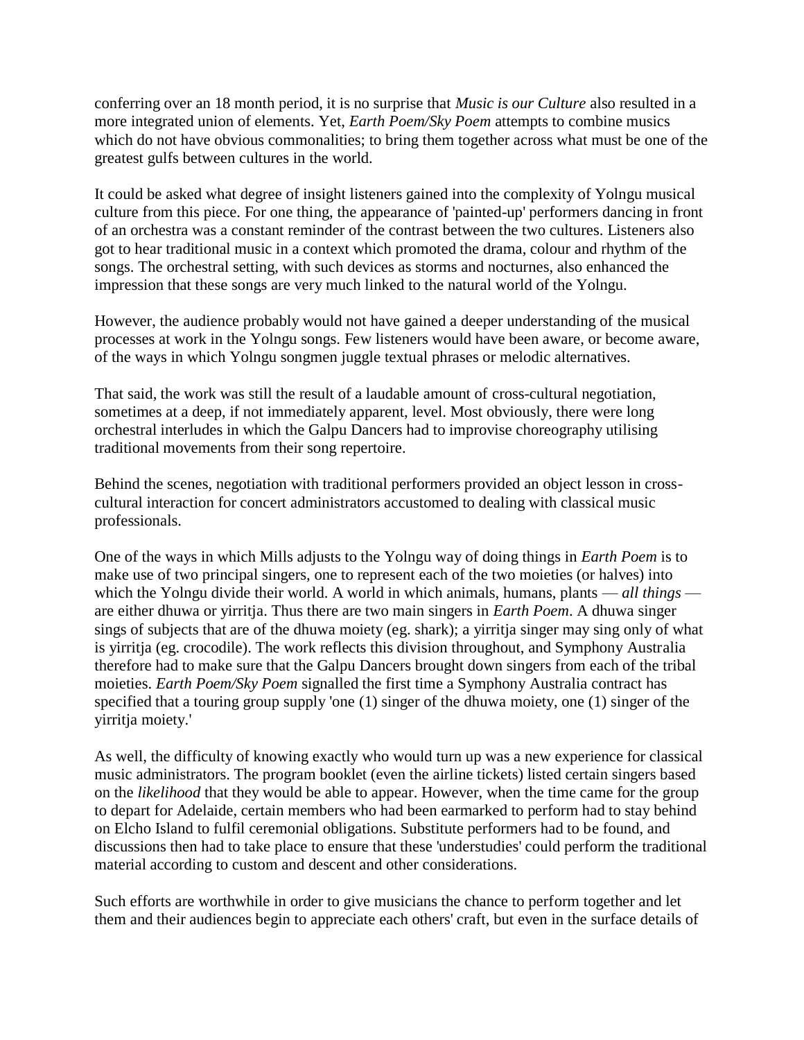conferring over an 18 month period, it is no surprise that *Music is our Culture* also resulted in a more integrated union of elements. Yet, *Earth Poem/Sky Poem* attempts to combine musics which do not have obvious commonalities; to bring them together across what must be one of the greatest gulfs between cultures in the world.

It could be asked what degree of insight listeners gained into the complexity of Yolngu musical culture from this piece. For one thing, the appearance of 'painted-up' performers dancing in front of an orchestra was a constant reminder of the contrast between the two cultures. Listeners also got to hear traditional music in a context which promoted the drama, colour and rhythm of the songs. The orchestral setting, with such devices as storms and nocturnes, also enhanced the impression that these songs are very much linked to the natural world of the Yolngu.

However, the audience probably would not have gained a deeper understanding of the musical processes at work in the Yolngu songs. Few listeners would have been aware, or become aware, of the ways in which Yolngu songmen juggle textual phrases or melodic alternatives.

That said, the work was still the result of a laudable amount of cross-cultural negotiation, sometimes at a deep, if not immediately apparent, level. Most obviously, there were long orchestral interludes in which the Galpu Dancers had to improvise choreography utilising traditional movements from their song repertoire.

Behind the scenes, negotiation with traditional performers provided an object lesson in cross-cultural interaction for concert administrators accustomed to dealing with classical music professionals.

One of the ways in which Mills adjusts to the Yolngu way of doing things in *Earth Poem* is to make use of two principal singers, one to represent each of the two moieties (or halves) into which the Yolngu divide their world. A world in which animals, humans, plants — *all things* — are either dhuwa or yirritja. Thus there are two main singers in *Earth Poem*. A dhuwa singer sings of subjects that are of the dhuwa moiety (eg. shark); a yirritja singer may sing only of what is yirritja (eg. crocodile). The work reflects this division throughout, and Symphony Australia therefore had to make sure that the Galpu Dancers brought down singers from each of the tribal moieties. *Earth Poem/Sky Poem* signalled the first time a Symphony Australia contract has specified that a touring group supply 'one (1) singer of the dhuwa moiety, one (1) singer of the yirritja moiety.'

As well, the difficulty of knowing exactly who would turn up was a new experience for classical music administrators. The program booklet (even the airline tickets) listed certain singers based on the *likelihood* that they would be able to appear. However, when the time came for the group to depart for Adelaide, certain members who had been earmarked to perform had to stay behind on Elcho Island to fulfil ceremonial obligations. Substitute performers had to be found, and discussions then had to take place to ensure that these 'understudies' could perform the traditional material according to custom and descent and other considerations.

Such efforts are worthwhile in order to give musicians the chance to perform together and let them and their audiences begin to appreciate each others' craft, but even in the surface details of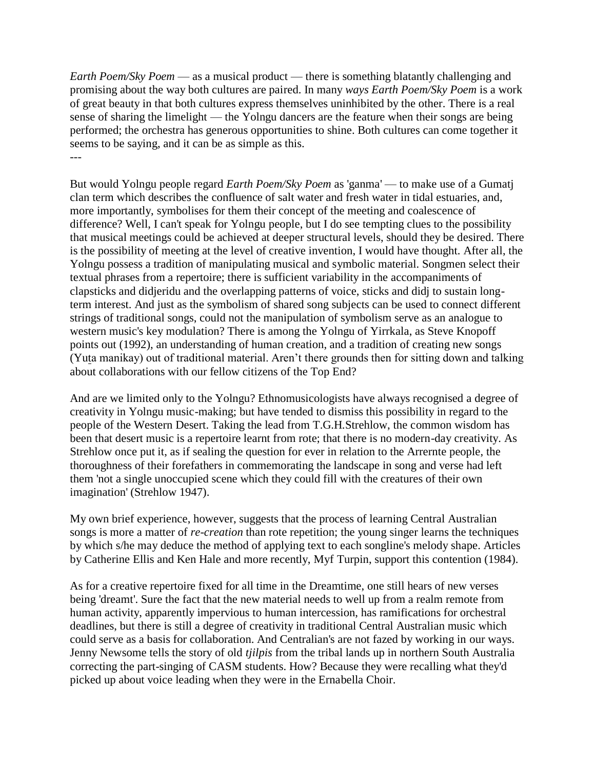*Earth Poem/Sky Poem* — as a musical product — there is something blatantly challenging and promising about the way both cultures are paired. In many *ways Earth Poem/Sky Poem* is a work of great beauty in that both cultures express themselves uninhibited by the other. There is a real sense of sharing the limelight — the Yolngu dancers are the feature when their songs are being performed; the orchestra has generous opportunities to shine. Both cultures can come together it seems to be saying, and it can be as simple as this.

---

But would Yolngu people regard *Earth Poem/Sky Poem* as 'ganma' — to make use of a Gumatj clan term which describes the confluence of salt water and fresh water in tidal estuaries, and, more importantly, symbolises for them their concept of the meeting and coalescence of difference? Well, I can't speak for Yolngu people, but I do see tempting clues to the possibility that musical meetings could be achieved at deeper structural levels, should they be desired. There is the possibility of meeting at the level of creative invention, I would have thought. After all, the Yolngu possess a tradition of manipulating musical and symbolic material. Songmen select their textual phrases from a repertoire; there is sufficient variability in the accompaniments of clapsticks and didjeridu and the overlapping patterns of voice, sticks and didj to sustain long-term interest. And just as the symbolism of shared song subjects can be used to connect different strings of traditional songs, could not the manipulation of symbolism serve as an analogue to western music's key modulation? There is among the Yolngu of Yirrkala, as Steve Knopoff points out (1992), an understanding of human creation, and a tradition of creating new songs (Yuṯa manikay) out of traditional material. Aren't there grounds then for sitting down and talking about collaborations with our fellow citizens of the Top End?

And are we limited only to the Yolngu? Ethnomusicologists have always recognised a degree of creativity in Yolngu music-making; but have tended to dismiss this possibility in regard to the people of the Western Desert. Taking the lead from T.G.H.Strehlow, the common wisdom has been that desert music is a repertoire learnt from rote; that there is no modern-day creativity. As Strehlow once put it, as if sealing the question for ever in relation to the Arrernte people, the thoroughness of their forefathers in commemorating the landscape in song and verse had left them 'not a single unoccupied scene which they could fill with the creatures of their own imagination' (Strehlow 1947).

My own brief experience, however, suggests that the process of learning Central Australian songs is more a matter of *re-creation* than rote repetition; the young singer learns the techniques by which s/he may deduce the method of applying text to each songline's melody shape. Articles by Catherine Ellis and Ken Hale and more recently, Myf Turpin, support this contention (1984).

As for a creative repertoire fixed for all time in the Dreamtime, one still hears of new verses being 'dreamt'. Sure the fact that the new material needs to well up from a realm remote from human activity, apparently impervious to human intercession, has ramifications for orchestral deadlines, but there is still a degree of creativity in traditional Central Australian music which could serve as a basis for collaboration. And Centralian's are not fazed by working in our ways. Jenny Newsome tells the story of old *tjilpis* from the tribal lands up in northern South Australia correcting the part-singing of CASM students. How? Because they were recalling what they'd picked up about voice leading when they were in the Ernabella Choir.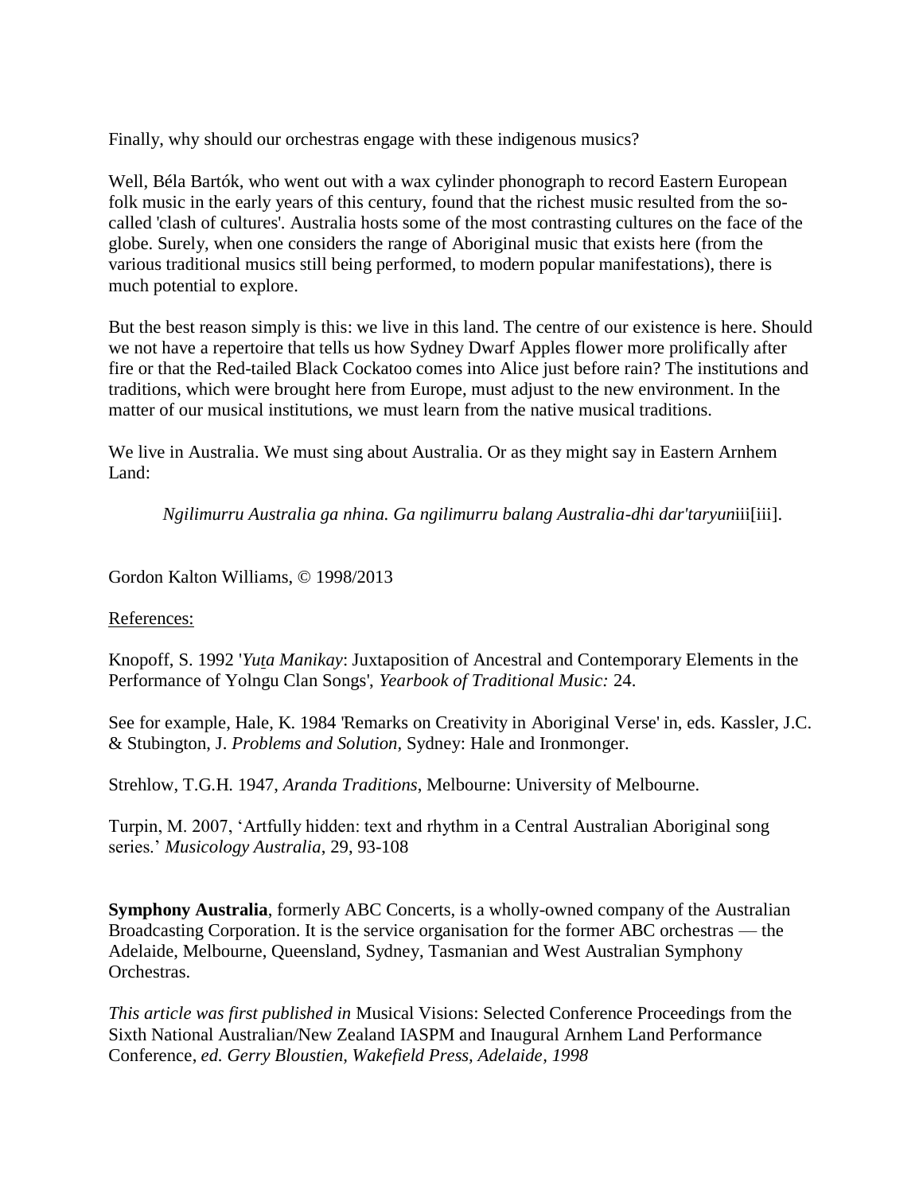Finally, why should our orchestras engage with these indigenous musics?

Well, Béla Bartók, who went out with a wax cylinder phonograph to record Eastern European folk music in the early years of this century, found that the richest music resulted from the so-called 'clash of cultures'. Australia hosts some of the most contrasting cultures on the face of the globe. Surely, when one considers the range of Aboriginal music that exists here (from the various traditional musics still being performed, to modern popular manifestations), there is much potential to explore.

But the best reason simply is this: we live in this land. The centre of our existence is here. Should we not have a repertoire that tells us how Sydney Dwarf Apples flower more prolifically after fire or that the Red-tailed Black Cockatoo comes into Alice just before rain? The institutions and traditions, which were brought here from Europe, must adjust to the new environment. In the matter of our musical institutions, we must learn from the native musical traditions.

We live in Australia. We must sing about Australia. Or as they might say in Eastern Arnhem Land:

> *Ngilimurru Australia ga nhina. Ga ngilimurru balang Australia-dhi dar'taryun*iii[iii].

Gordon Kalton Williams, © 1998/2013

References:

Knopoff, S. 1992 '*Yuṯa Manikay*: Juxtaposition of Ancestral and Contemporary Elements in the Performance of Yolngu Clan Songs', *Yearbook of Traditional Music:* 24.

See for example, Hale, K. 1984 'Remarks on Creativity in Aboriginal Verse' in, eds. Kassler, J.C. & Stubington, J. *Problems and Solution*, Sydney: Hale and Ironmonger.

Strehlow, T.G.H. 1947, *Aranda Traditions*, Melbourne: University of Melbourne.

Turpin, M. 2007, 'Artfully hidden: text and rhythm in a Central Australian Aboriginal song series.' *Musicology Australia*, 29, 93-108

**Symphony Australia**, formerly ABC Concerts, is a wholly-owned company of the Australian Broadcasting Corporation. It is the service organisation for the former ABC orchestras — the Adelaide, Melbourne, Queensland, Sydney, Tasmanian and West Australian Symphony Orchestras.

*This article was first published in* Musical Visions: Selected Conference Proceedings from the Sixth National Australian/New Zealand IASPM and Inaugural Arnhem Land Performance Conference*, ed. Gerry Bloustien, Wakefield Press, Adelaide, 1998*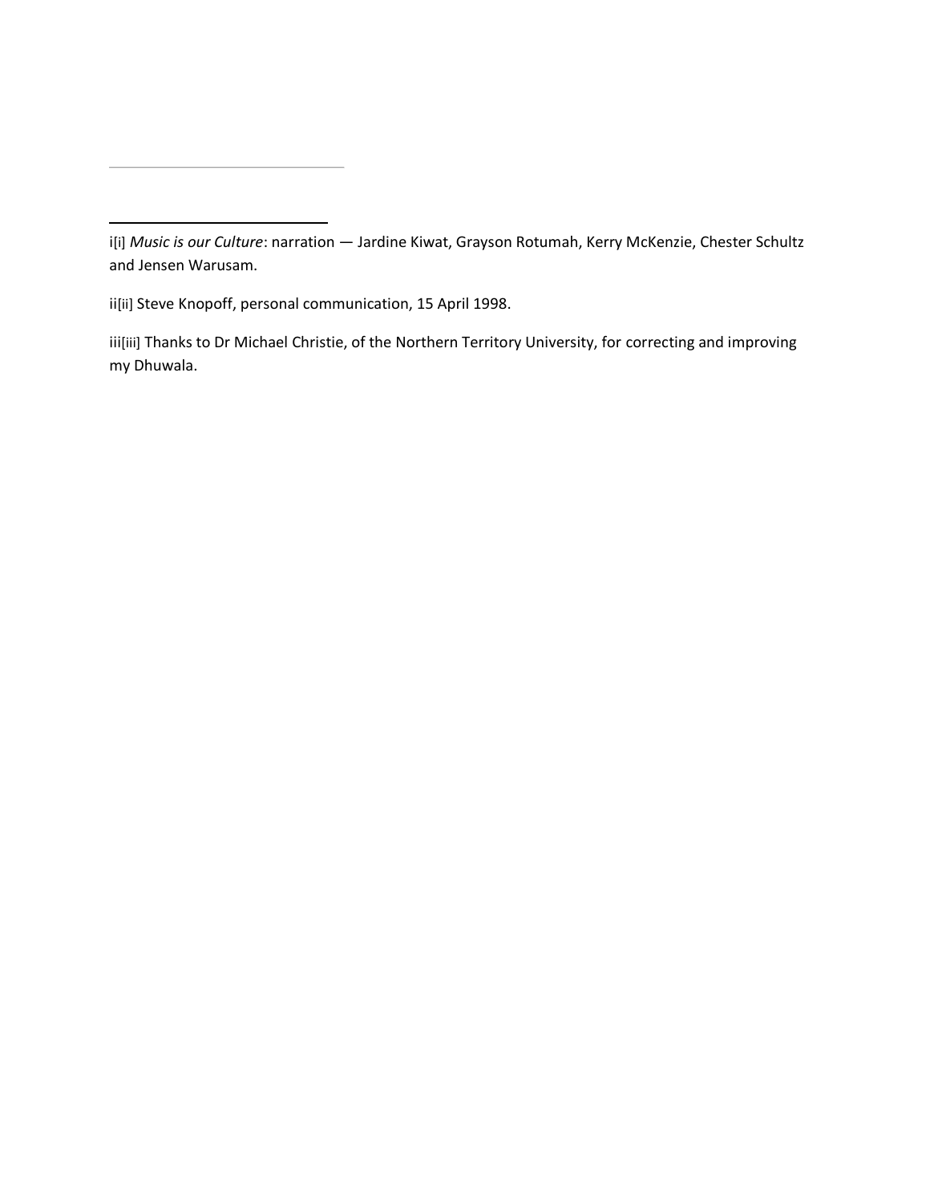i[i] *Music is our Culture*: narration — Jardine Kiwat, Grayson Rotumah, Kerry McKenzie, Chester Schultz and Jensen Warusam.

ii[ii] Steve Knopoff, personal communication, 15 April 1998.

iii[iii] Thanks to Dr Michael Christie, of the Northern Territory University, for correcting and improving my Dhuwala.